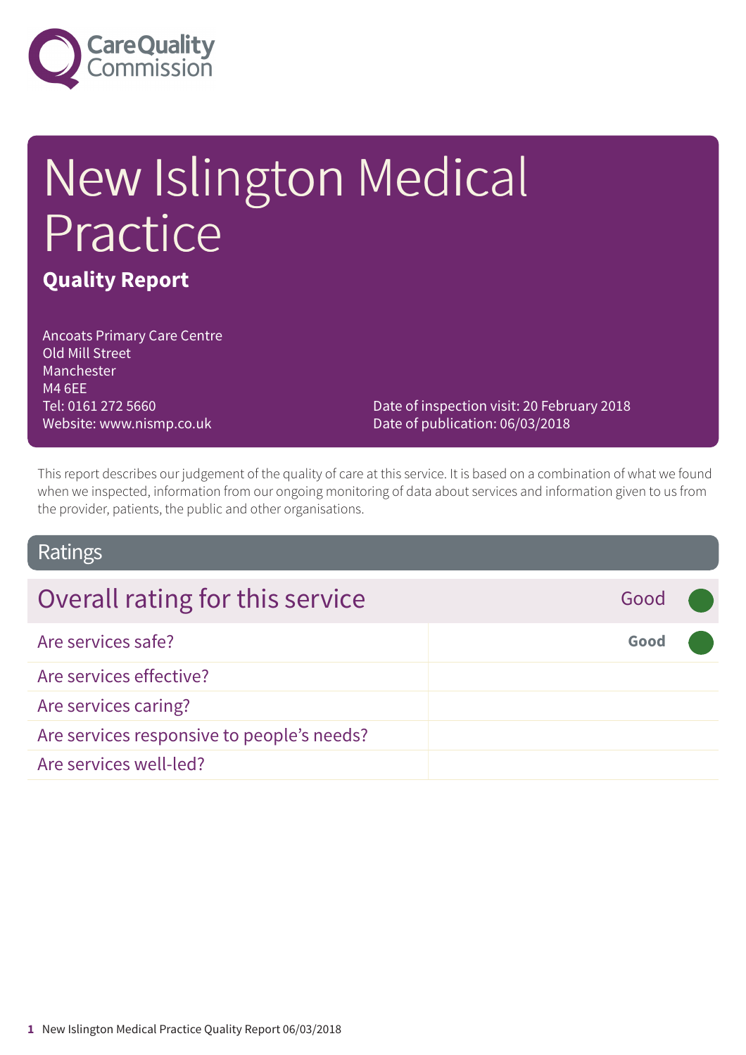Care Quality Commission

# New Islington Medical Practice

## Quality Report

Ancoats Primary Care Centre
Old Mill Street
Manchester
M4 6EE
Tel: 0161 272 5660
Website: www.nismp.co.uk

Date of inspection visit: 20 February 2018
Date of publication: 06/03/2018

This report describes our judgement of the quality of care at this service. It is based on a combination of what we found when we inspected, information from our ongoing monitoring of data about services and information given to us from the provider, patients, the public and other organisations.

## Ratings

| Overall rating for this service | Good |
|---|---|
| Are services safe? | **Good** |
| Are services effective? | |
| Are services caring? | |
| Are services responsive to people's needs? | |
| Are services well-led? | |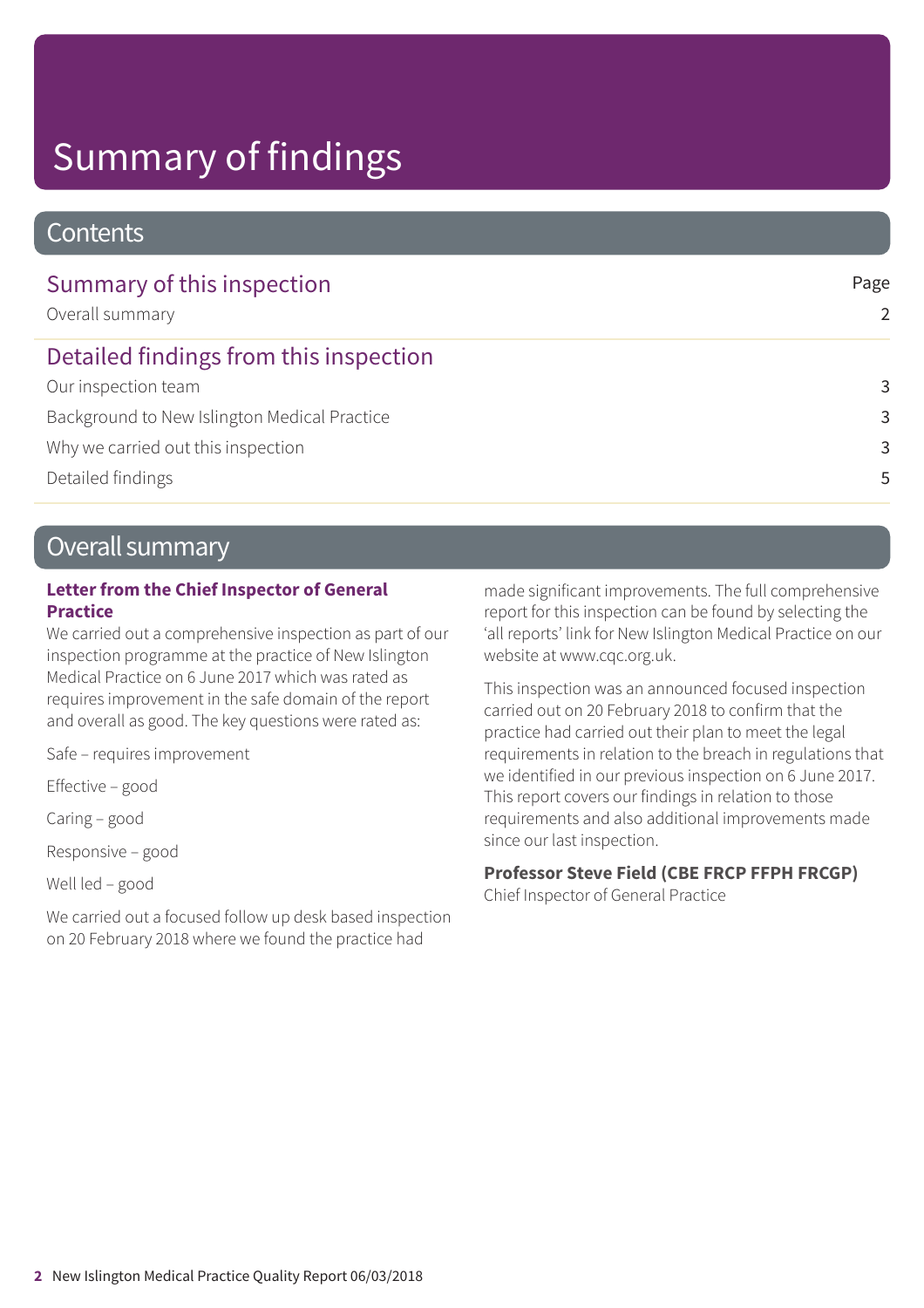# Summary of findings

## Contents

| Summary of this inspection | Page |
|---|---|
| Overall summary | 2 |
| **Detailed findings from this inspection** | |
| Our inspection team | 3 |
| Background to New Islington Medical Practice | 3 |
| Why we carried out this inspection | 3 |
| Detailed findings | 5 |

## Overall summary

**Letter from the Chief Inspector of General Practice**

We carried out a comprehensive inspection as part of our inspection programme at the practice of New Islington Medical Practice on 6 June 2017 which was rated as requires improvement in the safe domain of the report and overall as good. The key questions were rated as:

Safe – requires improvement

Effective – good

Caring – good

Responsive – good

Well led – good

We carried out a focused follow up desk based inspection on 20 February 2018 where we found the practice had made significant improvements. The full comprehensive report for this inspection can be found by selecting the 'all reports' link for New Islington Medical Practice on our website at www.cqc.org.uk.

This inspection was an announced focused inspection carried out on 20 February 2018 to confirm that the practice had carried out their plan to meet the legal requirements in relation to the breach in regulations that we identified in our previous inspection on 6 June 2017. This report covers our findings in relation to those requirements and also additional improvements made since our last inspection.

**Professor Steve Field (CBE FRCP FFPH FRCGP)**
Chief Inspector of General Practice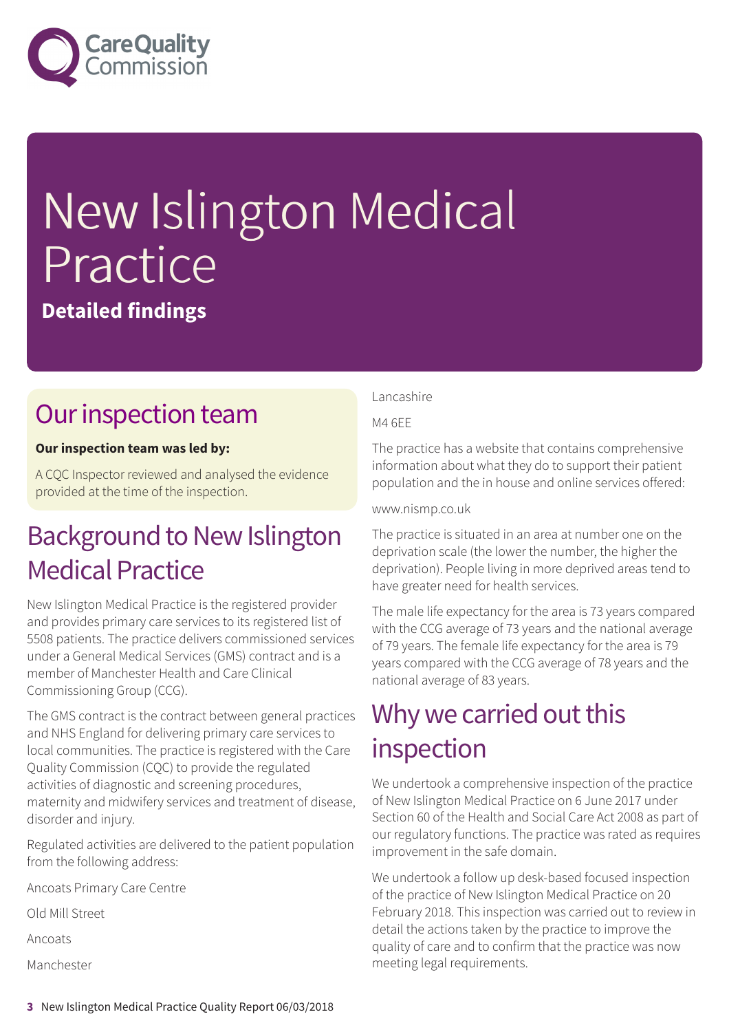# New Islington Medical Practice

**Detailed findings**

## Our inspection team

**Our inspection team was led by:**

A CQC Inspector reviewed and analysed the evidence provided at the time of the inspection.

## Background to New Islington Medical Practice

New Islington Medical Practice is the registered provider and provides primary care services to its registered list of 5508 patients. The practice delivers commissioned services under a General Medical Services (GMS) contract and is a member of Manchester Health and Care Clinical Commissioning Group (CCG).

The GMS contract is the contract between general practices and NHS England for delivering primary care services to local communities. The practice is registered with the Care Quality Commission (CQC) to provide the regulated activities of diagnostic and screening procedures, maternity and midwifery services and treatment of disease, disorder and injury.

Regulated activities are delivered to the patient population from the following address:

Ancoats Primary Care Centre

Old Mill Street

Ancoats

Manchester

Lancashire

M4 6EE

The practice has a website that contains comprehensive information about what they do to support their patient population and the in house and online services offered:

www.nismp.co.uk

The practice is situated in an area at number one on the deprivation scale (the lower the number, the higher the deprivation). People living in more deprived areas tend to have greater need for health services.

The male life expectancy for the area is 73 years compared with the CCG average of 73 years and the national average of 79 years. The female life expectancy for the area is 79 years compared with the CCG average of 78 years and the national average of 83 years.

## Why we carried out this inspection

We undertook a comprehensive inspection of the practice of New Islington Medical Practice on 6 June 2017 under Section 60 of the Health and Social Care Act 2008 as part of our regulatory functions. The practice was rated as requires improvement in the safe domain.

We undertook a follow up desk-based focused inspection of the practice of New Islington Medical Practice on 20 February 2018. This inspection was carried out to review in detail the actions taken by the practice to improve the quality of care and to confirm that the practice was now meeting legal requirements.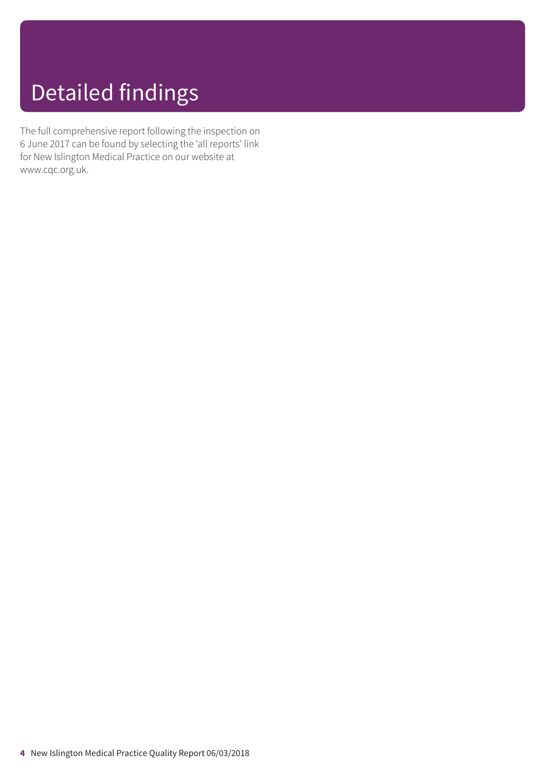# Detailed findings

The full comprehensive report following the inspection on 6 June 2017 can be found by selecting the 'all reports' link for New Islington Medical Practice on our website at www.cqc.org.uk.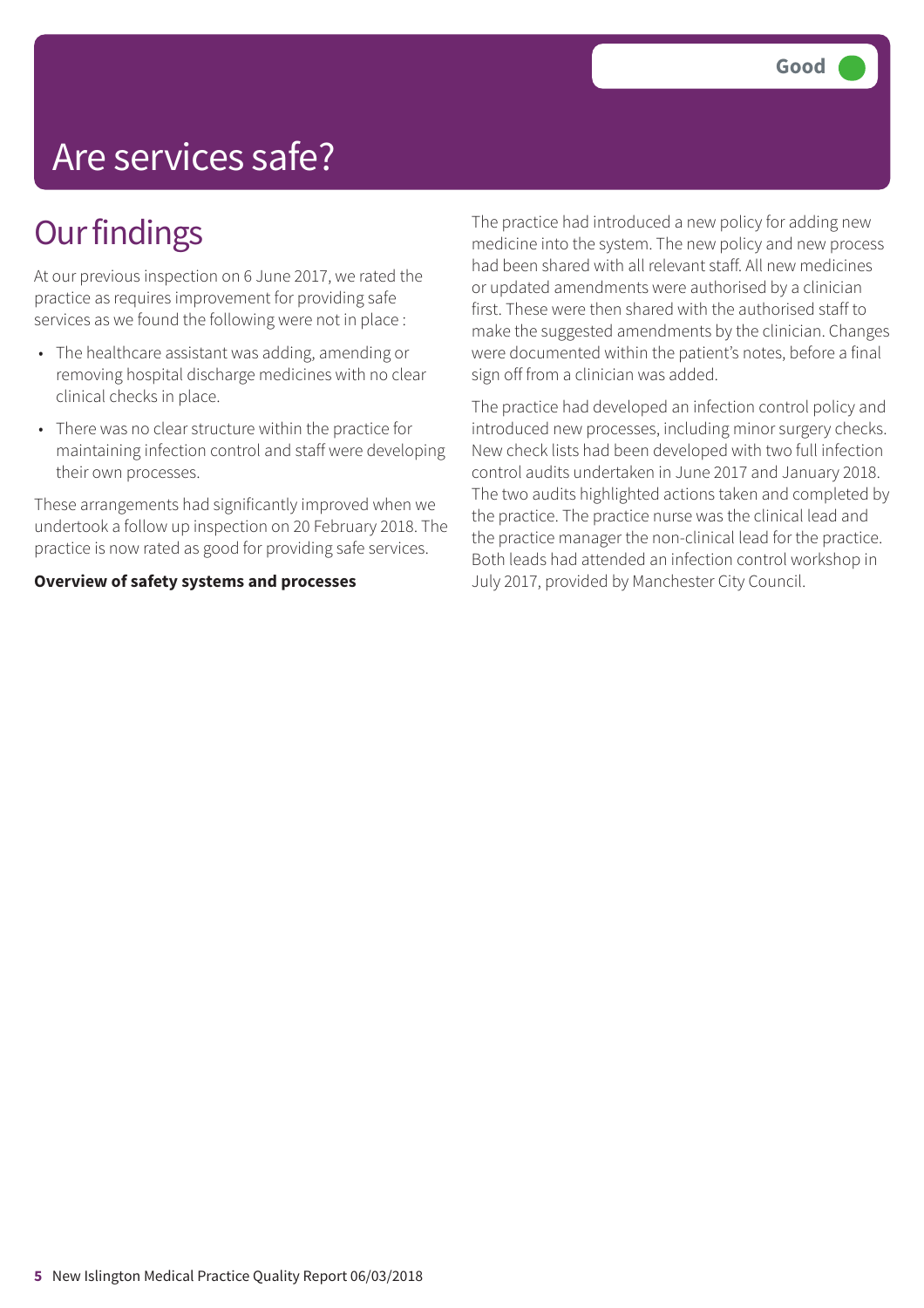Good

# Are services safe?

## Our findings

At our previous inspection on 6 June 2017, we rated the practice as requires improvement for providing safe services as we found the following were not in place :

- The healthcare assistant was adding, amending or removing hospital discharge medicines with no clear clinical checks in place.
- There was no clear structure within the practice for maintaining infection control and staff were developing their own processes.

These arrangements had significantly improved when we undertook a follow up inspection on 20 February 2018. The practice is now rated as good for providing safe services.

**Overview of safety systems and processes**

The practice had introduced a new policy for adding new medicine into the system. The new policy and new process had been shared with all relevant staff. All new medicines or updated amendments were authorised by a clinician first. These were then shared with the authorised staff to make the suggested amendments by the clinician. Changes were documented within the patient's notes, before a final sign off from a clinician was added.

The practice had developed an infection control policy and introduced new processes, including minor surgery checks. New check lists had been developed with two full infection control audits undertaken in June 2017 and January 2018. The two audits highlighted actions taken and completed by the practice. The practice nurse was the clinical lead and the practice manager the non-clinical lead for the practice. Both leads had attended an infection control workshop in July 2017, provided by Manchester City Council.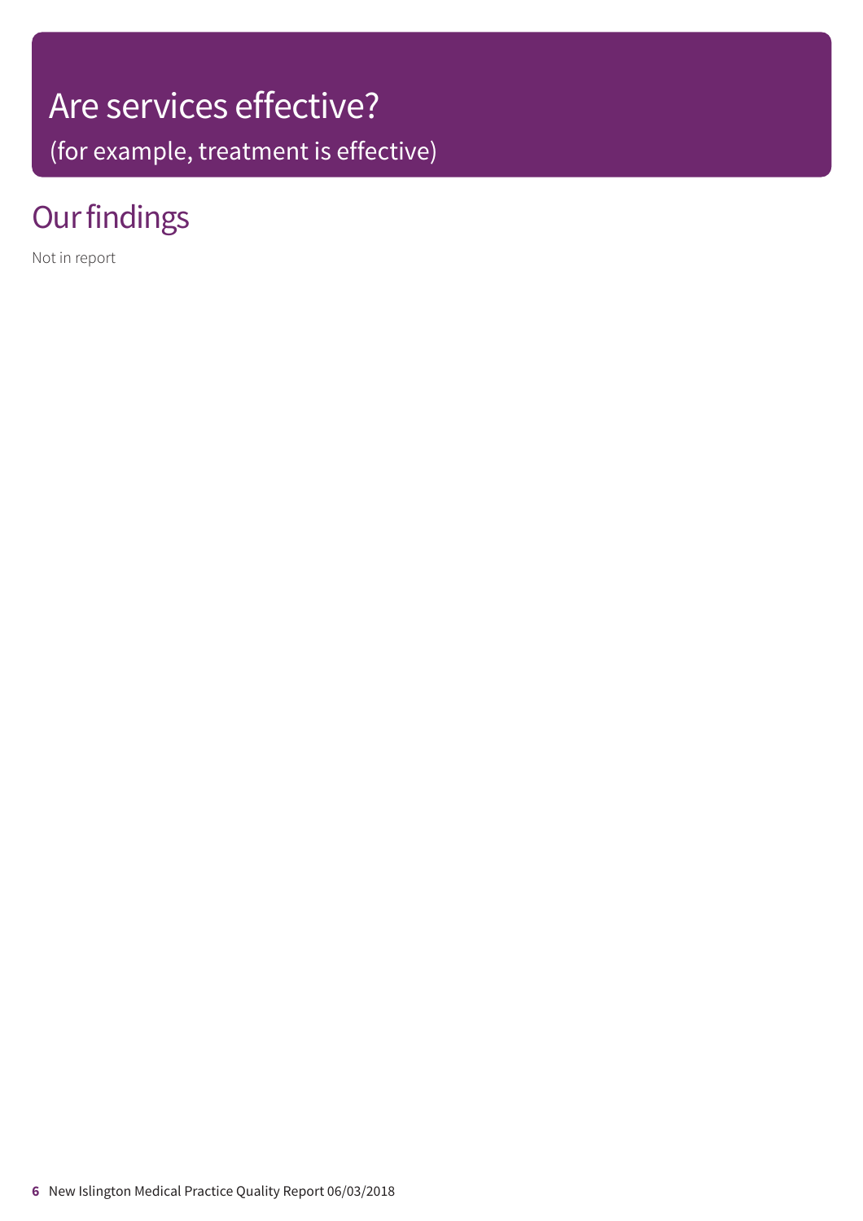# Are services effective?

(for example, treatment is effective)

## Our findings

Not in report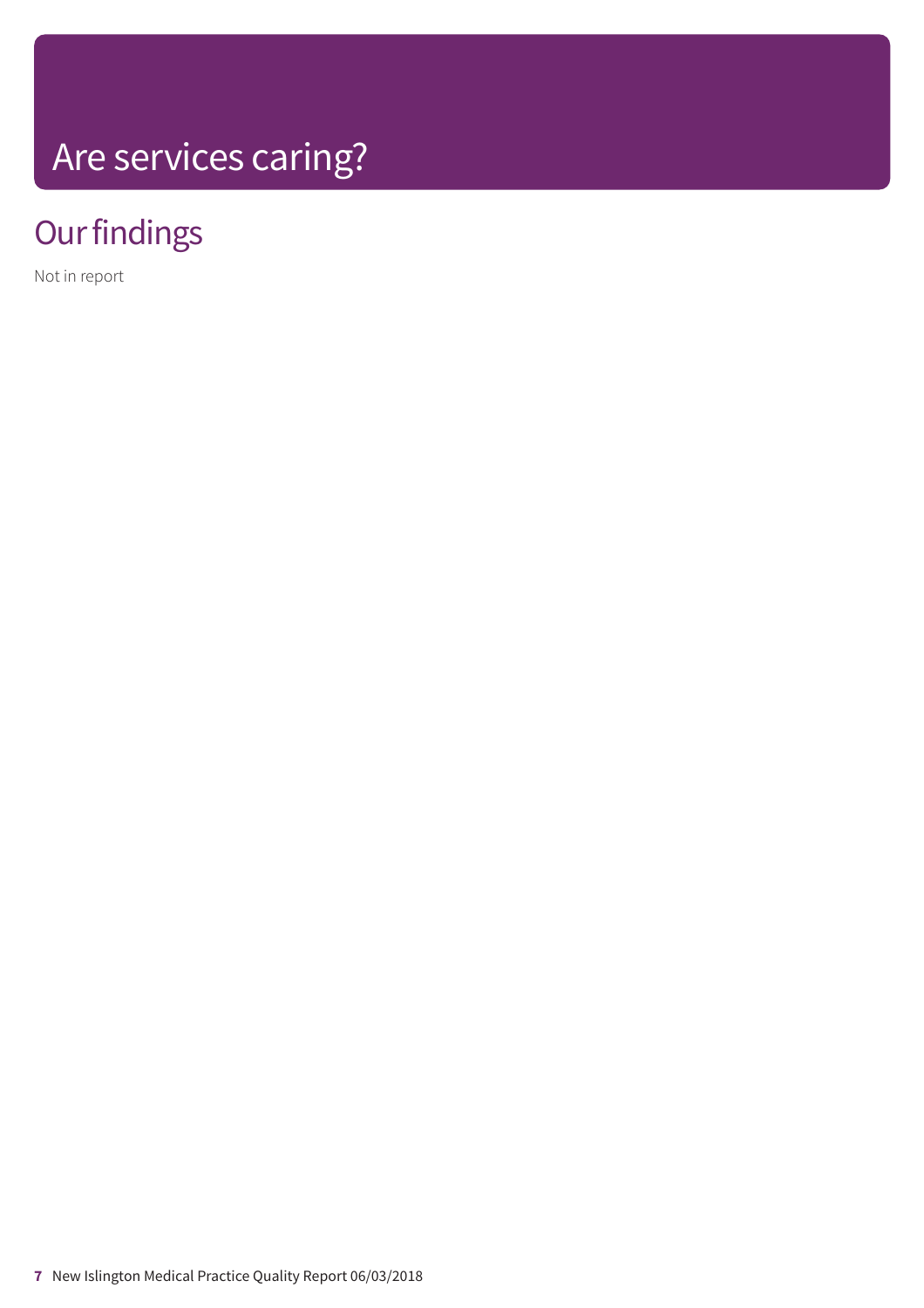# Are services caring?

## Our findings

Not in report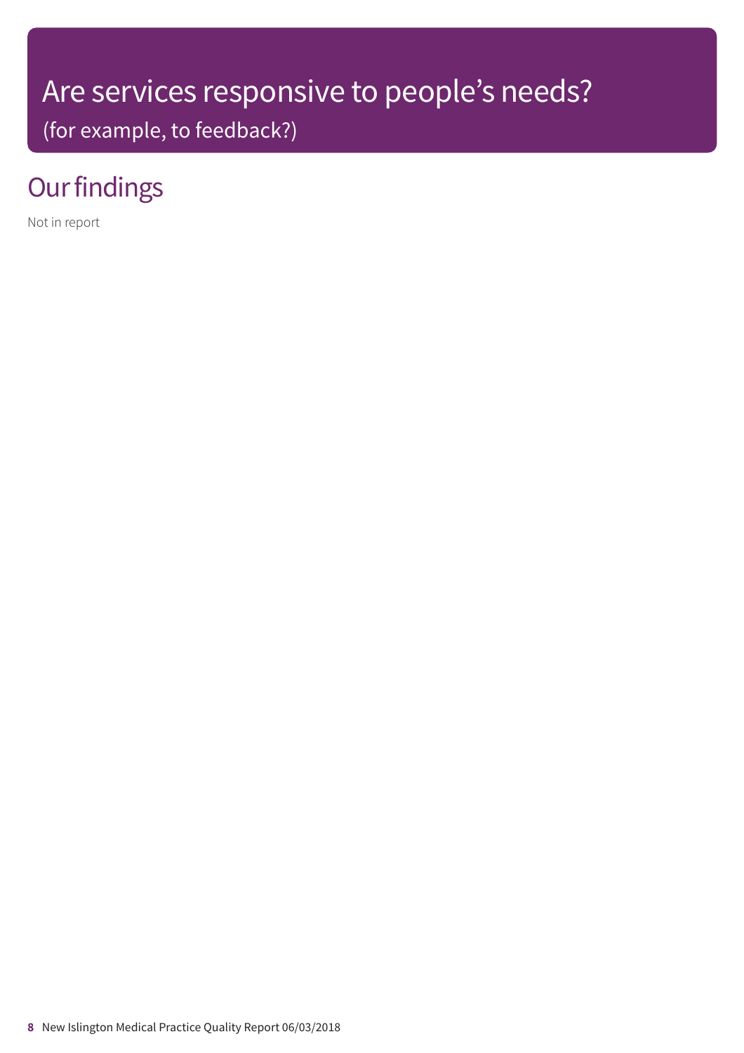# Are services responsive to people's needs?
(for example, to feedback?)

## Our findings

Not in report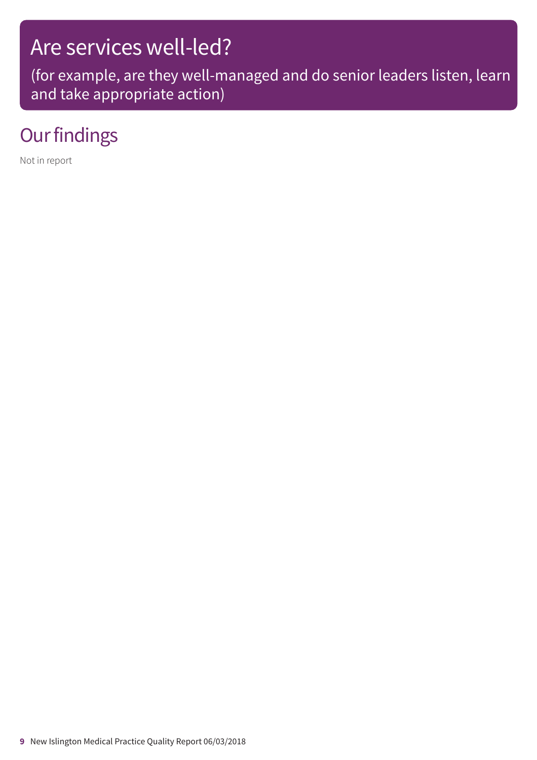# Are services well-led?

(for example, are they well-managed and do senior leaders listen, learn and take appropriate action)

## Our findings

Not in report